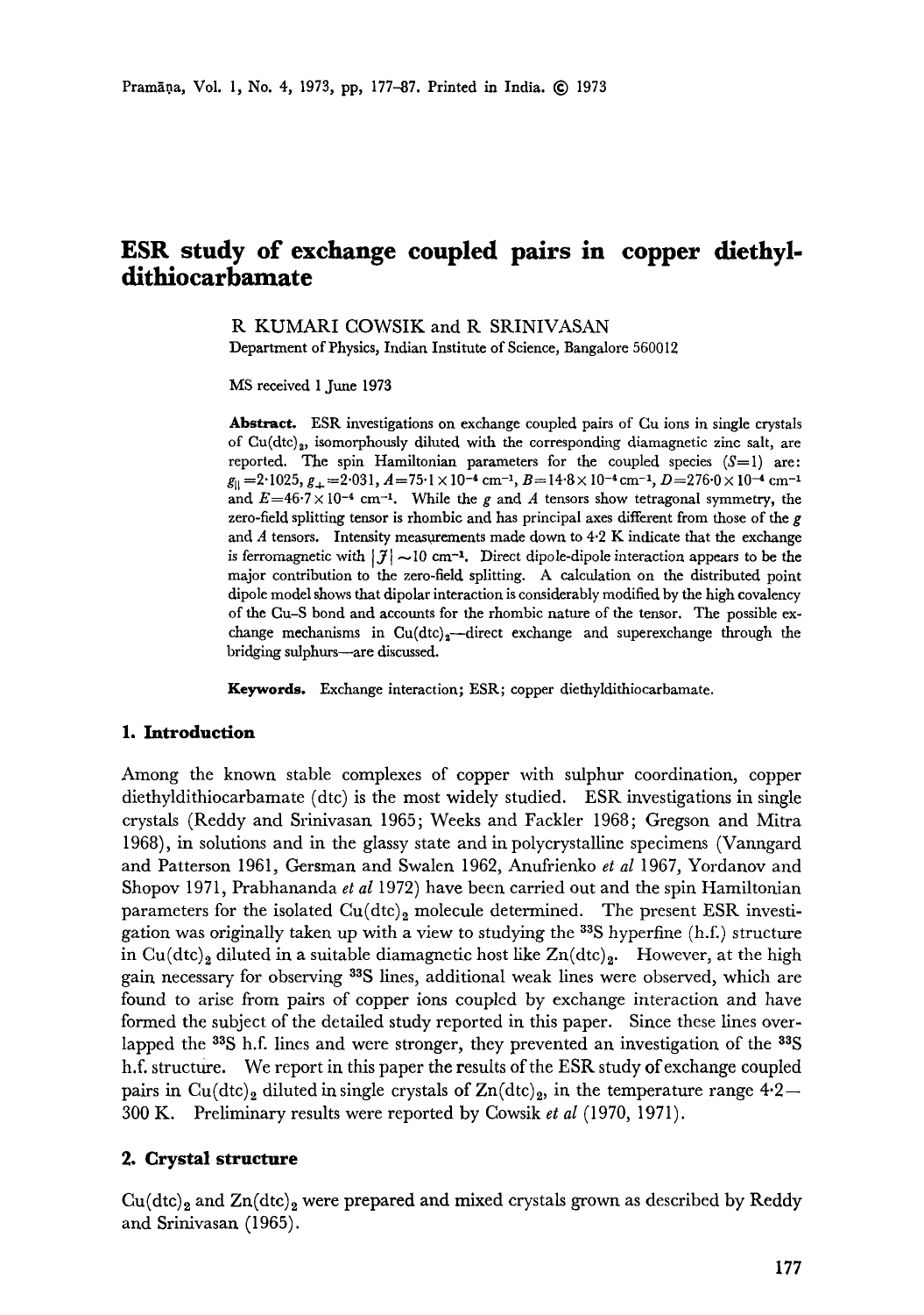# ESR study of exchange coupled pairs in copper diethyldithiocarbamate

R KUMARI COWSIK and R SRINIVASAN

Department of Physics, Indian Institute of Science, Bangalore 560012

MS received 1 June 1973

**Abstract.** ESR investigations on exchange coupled pairs of Cu ions in single crystals of $Cu(dtc)_2$, isomorphously diluted with the corresponding diamagnetic zinc salt, are reported. The spin Hamiltonian parameters for the coupled species ($S=1$) are: $g_{\parallel}=2{\cdot}1025$, $g_{\perp}=2{\cdot}031$, $A=75{\cdot}1\times10^{-4}$ cm$^{-1}$, $B=14{\cdot}8\times10^{-4}$ cm$^{-1}$, $D=276{\cdot}0\times10^{-4}$ cm$^{-1}$ and $E=46{\cdot}7\times10^{-4}$ cm$^{-1}$. While the $g$ and $A$ tensors show tetragonal symmetry, the zero-field splitting tensor is rhombic and has principal axes different from those of the $g$ and $A$ tensors. Intensity measurements made down to 4·2 K indicate that the exchange is ferromagnetic with $|\mathcal{J}|\sim10$ cm$^{-1}$. Direct dipole-dipole interaction appears to be the major contribution to the zero-field splitting. A calculation on the distributed point dipole model shows that dipolar interaction is considerably modified by the high covalency of the Cu-S bond and accounts for the rhombic nature of the tensor. The possible exchange mechanisms in $Cu(dtc)_2$—direct exchange and superexchange through the bridging sulphurs—are discussed.

**Keywords.** Exchange interaction; ESR; copper diethyldithiocarbamate.

## 1. Introduction

Among the known stable complexes of copper with sulphur coordination, copper diethyldithiocarbamate (dtc) is the most widely studied. ESR investigations in single crystals (Reddy and Srinivasan 1965; Weeks and Fackler 1968; Gregson and Mitra 1968), in solutions and in the glassy state and in polycrystalline specimens (Vanngard and Patterson 1961, Gersman and Swalen 1962, Anufrienko *et al* 1967, Yordanov and Shopov 1971, Prabhananda *et al* 1972) have been carried out and the spin Hamiltonian parameters for the isolated $Cu(dtc)_2$ molecule determined. The present ESR investigation was originally taken up with a view to studying the $^{33}S$ hyperfine (h.f.) structure in $Cu(dtc)_2$ diluted in a suitable diamagnetic host like $Zn(dtc)_2$. However, at the high gain necessary for observing $^{33}S$ lines, additional weak lines were observed, which are found to arise from pairs of copper ions coupled by exchange interaction and have formed the subject of the detailed study reported in this paper. Since these lines overlapped the $^{33}S$ h.f. lines and were stronger, they prevented an investigation of the $^{33}S$ h.f. structure. We report in this paper the results of the ESR study of exchange coupled pairs in $Cu(dtc)_2$ diluted in single crystals of $Zn(dtc)_2$, in the temperature range 4·2—300 K. Preliminary results were reported by Cowsik *et al* (1970, 1971).

## 2. Crystal structure

$Cu(dtc)_2$ and $Zn(dtc)_2$ were prepared and mixed crystals grown as described by Reddy and Srinivasan (1965).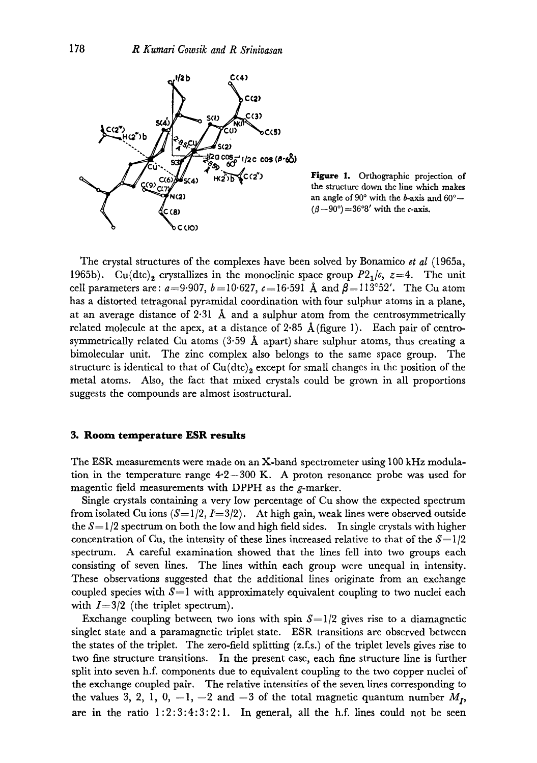**Figure 1.** Orthographic projection of the structure down the line which makes an angle of 90° with the $b$-axis and $60° - (\beta - 90°) = 36°8'$ with the $c$-axis.

The crystal structures of the complexes have been solved by Bonamico *et al* (1965a, 1965b). $Cu(dtc)_2$ crystallizes in the monoclinic space group $P2_1/c$, $z=4$. The unit cell parameters are: $a=9{\cdot}907$, $b=10{\cdot}627$, $c=16{\cdot}591$ Å and $\beta=113°52'$. The Cu atom has a distorted tetragonal pyramidal coordination with four sulphur atoms in a plane, at an average distance of 2·31 Å and a sulphur atom from the centrosymmetrically related molecule at the apex, at a distance of 2·85 Å (figure 1). Each pair of centrosymmetrically related Cu atoms (3·59 Å apart) share sulphur atoms, thus creating a bimolecular unit. The zinc complex also belongs to the same space group. The structure is identical to that of $Cu(dtc)_2$ except for small changes in the position of the metal atoms. Also, the fact that mixed crystals could be grown in all proportions suggests the compounds are almost isostructural.

## 3. Room temperature ESR results

The ESR measurements were made on an X-band spectrometer using 100 kHz modulation in the temperature range 4·2 – 300 K. A proton resonance probe was used for magentic field measurements with DPPH as the $g$-marker.

Single crystals containing a very low percentage of Cu show the expected spectrum from isolated Cu ions ($S=1/2$, $I=3/2$). At high gain, weak lines were observed outside the $S=1/2$ spectrum on both the low and high field sides. In single crystals with higher concentration of Cu, the intensity of these lines increased relative to that of the $S=1/2$ spectrum. A careful examination showed that the lines fell into two groups each consisting of seven lines. The lines within each group were unequal in intensity. These observations suggested that the additional lines originate from an exchange coupled species with $S=1$ with approximately equivalent coupling to two nuclei each with $I=3/2$ (the triplet spectrum).

Exchange coupling between two ions with spin $S=1/2$ gives rise to a diamagnetic singlet state and a paramagnetic triplet state. ESR transitions are observed between the states of the triplet. The zero-field splitting (z.f.s.) of the triplet levels gives rise to two fine structure transitions. In the present case, each fine structure line is further split into seven h.f. components due to equivalent coupling to the two copper nuclei of the exchange coupled pair. The relative intensities of the seven lines corresponding to the values 3, 2, 1, 0, −1, −2 and −3 of the total magnetic quantum number $M_I$, are in the ratio 1:2:3:4:3:2:1. In general, all the h.f. lines could not be seen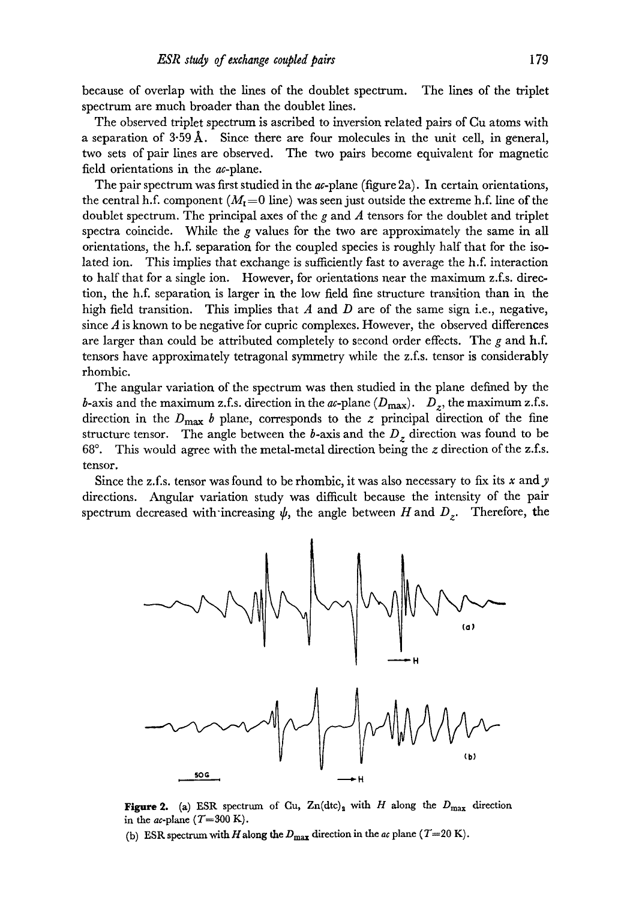because of overlap with the lines of the doublet spectrum. The lines of the triplet spectrum are much broader than the doublet lines.

The observed triplet spectrum is ascribed to inversion related pairs of Cu atoms with a separation of 3·59 Å. Since there are four molecules in the unit cell, in general, two sets of pair lines are observed. The two pairs become equivalent for magnetic field orientations in the *ac*-plane.

The pair spectrum was first studied in the *ac*-plane (figure 2a). In certain orientations, the central h.f. component ($M_I = 0$ line) was seen just outside the extreme h.f. line of the doublet spectrum. The principal axes of the $g$ and $A$ tensors for the doublet and triplet spectra coincide. While the $g$ values for the two are approximately the same in all orientations, the h.f. separation for the coupled species is roughly half that for the isolated ion. This implies that exchange is sufficiently fast to average the h.f. interaction to half that for a single ion. However, for orientations near the maximum z.f.s. direction, the h.f. separation is larger in the low field fine structure transition than in the high field transition. This implies that $A$ and $D$ are of the same sign i.e., negative, since $A$ is known to be negative for cupric complexes. However, the observed differences are larger than could be attributed completely to second order effects. The $g$ and h.f. tensors have approximately tetragonal symmetry while the z.f.s. tensor is considerably rhombic.

The angular variation of the spectrum was then studied in the plane defined by the $b$-axis and the maximum z.f.s. direction in the *ac*-plane ($D_{max}$). $D_z$, the maximum z.f.s. direction in the $D_{max}$ $b$ plane, corresponds to the $z$ principal direction of the fine structure tensor. The angle between the $b$-axis and the $D_z$ direction was found to be 68°. This would agree with the metal-metal direction being the $z$ direction of the z.f.s. tensor.

Since the z.f.s. tensor was found to be rhombic, it was also necessary to fix its $x$ and $y$ directions. Angular variation study was difficult because the intensity of the pair spectrum decreased with increasing $\psi$, the angle between $H$ and $D_z$. Therefore, the

**Figure 2.** (a) ESR spectrum of Cu, Zn(dtc)$_2$ with $H$ along the $D_{max}$ direction in the *ac*-plane ($T = 300$ K).

(b) ESR spectrum with $H$ along the $D_{max}$ direction in the *ac* plane ($T = 20$ K).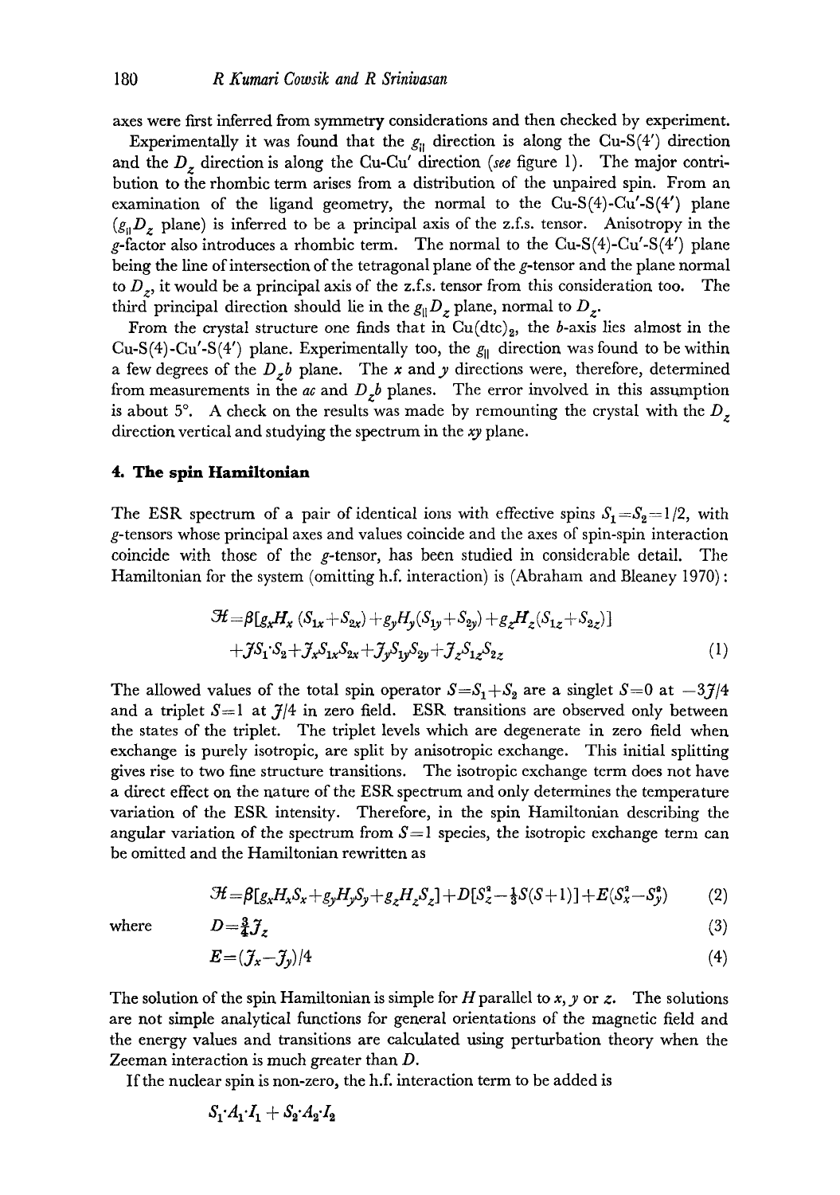axes were first inferred from symmetry considerations and then checked by experiment.

Experimentally it was found that the $g_{\parallel}$ direction is along the Cu-S(4′) direction and the $D_z$ direction is along the Cu-Cu′ direction (*see* figure 1). The major contribution to the rhombic term arises from a distribution of the unpaired spin. From an examination of the ligand geometry, the normal to the Cu-S(4)-Cu′-S(4′) plane ($g_{\parallel}D_z$ plane) is inferred to be a principal axis of the z.f.s. tensor. Anisotropy in the $g$-factor also introduces a rhombic term. The normal to the Cu-S(4)-Cu′-S(4′) plane being the line of intersection of the tetragonal plane of the $g$-tensor and the plane normal to $D_z$, it would be a principal axis of the z.f.s. tensor from this consideration too. The third principal direction should lie in the $g_{\parallel}D_z$ plane, normal to $D_z$.

From the crystal structure one finds that in $Cu(dtc)_2$, the $b$-axis lies almost in the Cu-S(4)-Cu′-S(4′) plane. Experimentally too, the $g_{\parallel}$ direction was found to be within a few degrees of the $D_z b$ plane. The $x$ and $y$ directions were, therefore, determined from measurements in the $ac$ and $D_z b$ planes. The error involved in this assumption is about 5°. A check on the results was made by remounting the crystal with the $D_z$ direction vertical and studying the spectrum in the $xy$ plane.

## 4. The spin Hamiltonian

The ESR spectrum of a pair of identical ions with effective spins $S_1 = S_2 = 1/2$, with $g$-tensors whose principal axes and values coincide and the axes of spin-spin interaction coincide with those of the $g$-tensor, has been studied in considerable detail. The Hamiltonian for the system (omitting h.f. interaction) is (Abraham and Bleaney 1970):

$$\mathcal{H} = \beta[g_x H_x (S_{1x} + S_{2x}) + g_y H_y (S_{1y} + S_{2y}) + g_z H_z (S_{1z} + S_{2z})] + J S_1 \cdot S_2 + J_x S_{1x} S_{2x} + J_y S_{1y} S_{2y} + J_z S_{1z} S_{2z} \tag{1}$$

The allowed values of the total spin operator $S = S_1 + S_2$ are a singlet $S = 0$ at $-3J/4$ and a triplet $S = 1$ at $J/4$ in zero field. ESR transitions are observed only between the states of the triplet. The triplet levels which are degenerate in zero field when exchange is purely isotropic, are split by anisotropic exchange. This initial splitting gives rise to two fine structure transitions. The isotropic exchange term does not have a direct effect on the nature of the ESR spectrum and only determines the temperature variation of the ESR intensity. Therefore, in the spin Hamiltonian describing the angular variation of the spectrum from $S = 1$ species, the isotropic exchange term can be omitted and the Hamiltonian rewritten as

$$\mathcal{H} = \beta[g_x H_x S_x + g_y H_y S_y + g_z H_z S_z] + D[S_z^2 - \tfrac{1}{3}S(S+1)] + E(S_x^2 - S_y^2) \tag{2}$$

where

$$D = \tfrac{3}{4} J_z \tag{3}$$

$$E = (J_x - J_y)/4 \tag{4}$$

The solution of the spin Hamiltonian is simple for $H$ parallel to $x$, $y$ or $z$. The solutions are not simple analytical functions for general orientations of the magnetic field and the energy values and transitions are calculated using perturbation theory when the Zeeman interaction is much greater than $D$.

If the nuclear spin is non-zero, the h.f. interaction term to be added is

$$S_1 \cdot A_1 \cdot I_1 + S_2 \cdot A_2 \cdot I_2$$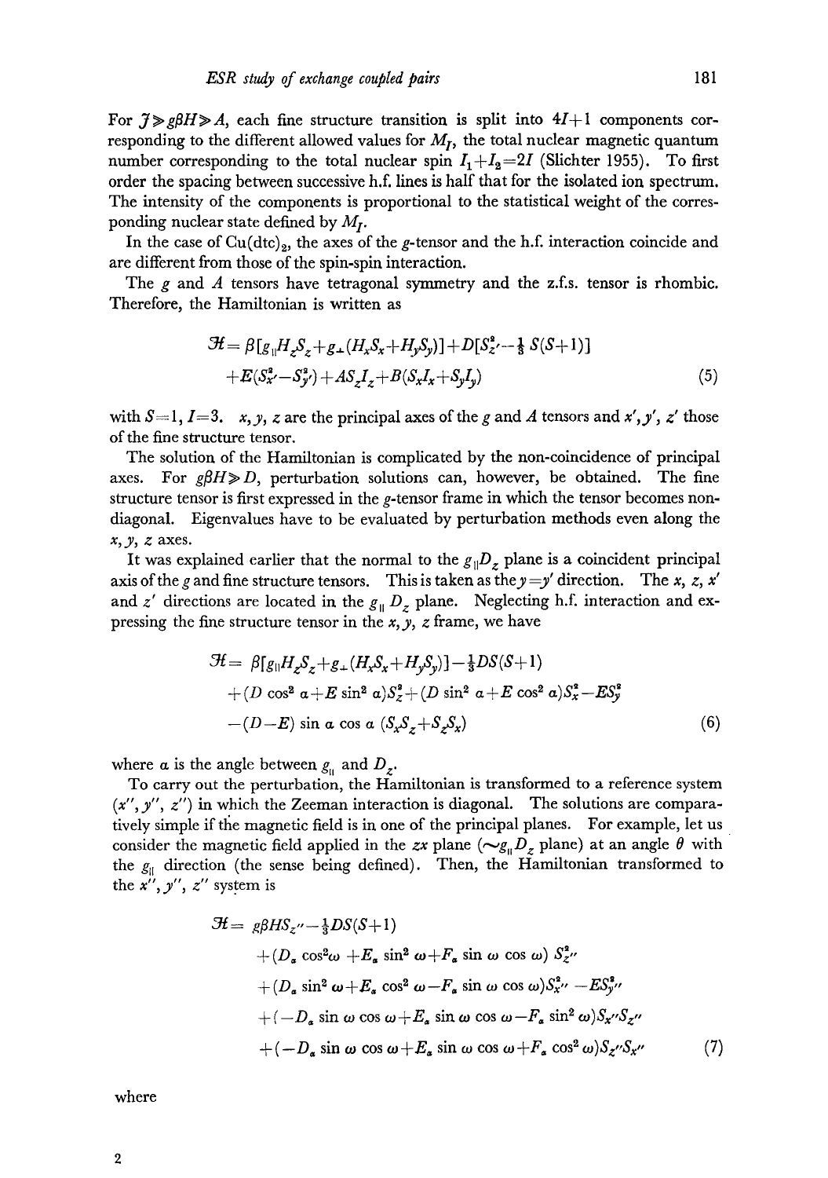For $J \gg g\beta H \gg A$, each fine structure transition is split into $4I+1$ components corresponding to the different allowed values for $M_I$, the total nuclear magnetic quantum number corresponding to the total nuclear spin $I_1+I_2=2I$ (Slichter 1955). To first order the spacing between successive h.f. lines is half that for the isolated ion spectrum. The intensity of the components is proportional to the statistical weight of the corresponding nuclear state defined by $M_I$.

In the case of $Cu(dtc)_2$, the axes of the $g$-tensor and the h.f. interaction coincide and are different from those of the spin-spin interaction.

The $g$ and $A$ tensors have tetragonal symmetry and the z.f.s. tensor is rhombic. Therefore, the Hamiltonian is written as

$$\mathcal{H} = \beta[g_{\parallel}H_zS_z + g_{\perp}(H_xS_x+H_yS_y)] + D[S_{z'}^2 - \tfrac{1}{3}S(S+1)] + E(S_{x'}^2 - S_{y'}^2) + AS_zI_z + B(S_xI_x+S_yI_y) \tag{5}$$

with $S=1$, $I=3$. $x, y, z$ are the principal axes of the $g$ and $A$ tensors and $x', y', z'$ those of the fine structure tensor.

The solution of the Hamiltonian is complicated by the non-coincidence of principal axes. For $g\beta H \gg D$, perturbation solutions can, however, be obtained. The fine structure tensor is first expressed in the $g$-tensor frame in which the tensor becomes non-diagonal. Eigenvalues have to be evaluated by perturbation methods even along the $x, y, z$ axes.

It was explained earlier that the normal to the $g_{\parallel}D_z$ plane is a coincident principal axis of the $g$ and fine structure tensors. This is taken as the $y=y'$ direction. The $x$, $z$, $x'$ and $z'$ directions are located in the $g_{\parallel}D_z$ plane. Neglecting h.f. interaction and expressing the fine structure tensor in the $x, y, z$ frame, we have

$$\begin{aligned}\mathcal{H} = {} & \beta[g_{\parallel}H_zS_z + g_{\perp}(H_xS_x+H_yS_y)] - \tfrac{1}{3}DS(S+1) \\ & + (D\cos^2\alpha + E\sin^2\alpha)S_z^2 + (D\sin^2\alpha + E\cos^2\alpha)S_x^2 - ES_y^2 \\ & - (D-E)\sin\alpha\cos\alpha\,(S_xS_z+S_zS_x)\end{aligned} \tag{6}$$

where $\alpha$ is the angle between $g_{\parallel}$ and $D_z$.

To carry out the perturbation, the Hamiltonian is transformed to a reference system $(x'', y'', z'')$ in which the Zeeman interaction is diagonal. The solutions are comparatively simple if the magnetic field is in one of the principal planes. For example, let us consider the magnetic field applied in the $zx$ plane ($\sim g_{\parallel}D_z$ plane) at an angle $\theta$ with the $g_{\parallel}$ direction (the sense being defined). Then, the Hamiltonian transformed to the $x'', y'', z''$ system is

$$\begin{aligned}\mathcal{H} = {} & g\beta HS_{z''} - \tfrac{1}{3}DS(S+1) \\ & + (D_\alpha\cos^2\omega + E_\alpha\sin^2\omega + F_\alpha\sin\omega\cos\omega)\,S_{z''}^2 \\ & + (D_\alpha\sin^2\omega + E_\alpha\cos^2\omega - F_\alpha\sin\omega\cos\omega)S_{x''}^2 - ES_{y''}^2 \\ & + (-D_\alpha\sin\omega\cos\omega + E_\alpha\sin\omega\cos\omega - F_\alpha\sin^2\omega)S_{x''}S_{z''} \\ & + (-D_\alpha\sin\omega\cos\omega + E_\alpha\sin\omega\cos\omega + F_\alpha\cos^2\omega)S_{z''}S_{x''}\end{aligned} \tag{7}$$

where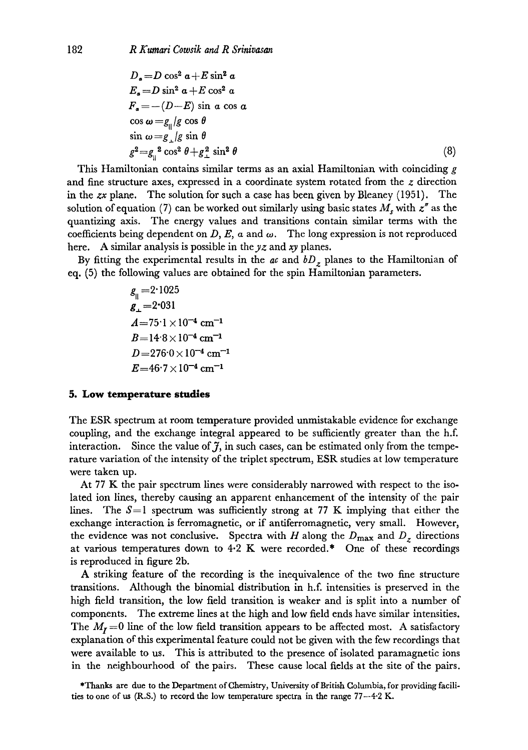$$
\begin{aligned}
D_a &= D \cos^2 a + E \sin^2 a \\
E_a &= D \sin^2 a + E \cos^2 a \\
F_a &= -(D-E) \sin a \cos a \\
\cos \omega &= g_{\parallel}/g \cos \theta \\
\sin \omega &= g_{\perp}/g \sin \theta \\
g^2 &= g_{\parallel}^2 \cos^2 \theta + g_{\perp}^2 \sin^2 \theta
\end{aligned}
\tag{8}
$$

This Hamiltonian contains similar terms as an axial Hamiltonian with coinciding $g$ and fine structure axes, expressed in a coordinate system rotated from the $z$ direction in the $zx$ plane. The solution for such a case has been given by Bleaney (1951). The solution of equation (7) can be worked out similarly using basic states $M_s$ with $z''$ as the quantizing axis. The energy values and transitions contain similar terms with the coefficients being dependent on $D$, $E$, $a$ and $\omega$. The long expression is not reproduced here. A similar analysis is possible in the $yz$ and $xy$ planes.

By fitting the experimental results in the $ac$ and $bD_z$ planes to the Hamiltonian of eq. (5) the following values are obtained for the spin Hamiltonian parameters.

$$
\begin{aligned}
g_{\parallel} &= 2{\cdot}1025 \\
g_{\perp} &= 2{\cdot}031 \\
A &= 75{\cdot}1 \times 10^{-4}\ \mathrm{cm}^{-1} \\
B &= 14{\cdot}8 \times 10^{-4}\ \mathrm{cm}^{-1} \\
D &= 276{\cdot}0 \times 10^{-4}\ \mathrm{cm}^{-1} \\
E &= 46{\cdot}7 \times 10^{-4}\ \mathrm{cm}^{-1}
\end{aligned}
$$

## 5. Low temperature studies

The ESR spectrum at room temperature provided unmistakable evidence for exchange coupling, and the exchange integral appeared to be sufficiently greater than the h.f. interaction. Since the value of $\mathcal{J}$, in such cases, can be estimated only from the temperature variation of the intensity of the triplet spectrum, ESR studies at low temperature were taken up.

At 77 K the pair spectrum lines were considerably narrowed with respect to the isolated ion lines, thereby causing an apparent enhancement of the intensity of the pair lines. The $S=1$ spectrum was sufficiently strong at 77 K implying that either the exchange interaction is ferromagnetic, or if antiferromagnetic, very small. However, the evidence was not conclusive. Spectra with $H$ along the $D_{\mathrm{max}}$ and $D_z$ directions at various temperatures down to 4·2 K were recorded.* One of these recordings is reproduced in figure 2b.

A striking feature of the recording is the inequivalence of the two fine structure transitions. Although the binomial distribution in h.f. intensities is preserved in the high field transition, the low field transition is weaker and is split into a number of components. The extreme lines at the high and low field ends have similar intensities. The $M_I=0$ line of the low field transition appears to be affected most. A satisfactory explanation of this experimental feature could not be given with the few recordings that were available to us. This is attributed to the presence of isolated paramagnetic ions in the neighbourhood of the pairs. These cause local fields at the site of the pairs.

*Thanks are due to the Department of Chemistry, University of British Columbia, for providing facilities to one of us (R.S.) to record the low temperature spectra in the range 77–4·2 K.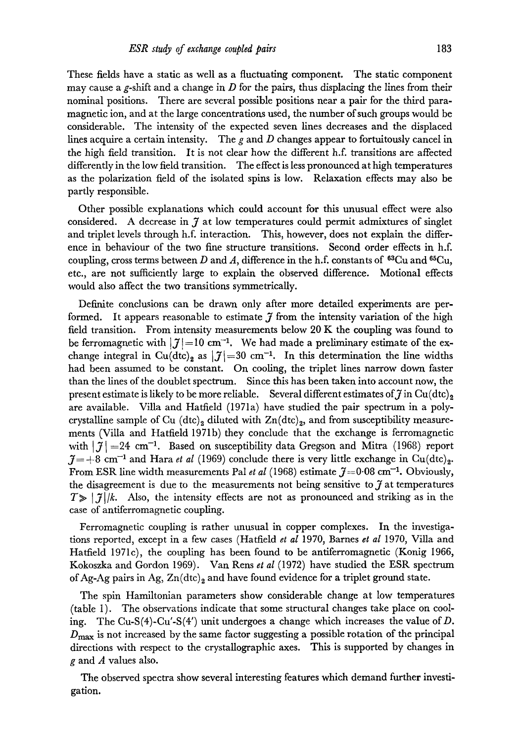These fields have a static as well as a fluctuating component. The static component may cause a $g$-shift and a change in $D$ for the pairs, thus displacing the lines from their nominal positions. There are several possible positions near a pair for the third paramagnetic ion, and at the large concentrations used, the number of such groups would be considerable. The intensity of the expected seven lines decreases and the displaced lines acquire a certain intensity. The $g$ and $D$ changes appear to fortuitously cancel in the high field transition. It is not clear how the different h.f. transitions are affected differently in the low field transition. The effect is less pronounced at high temperatures as the polarization field of the isolated spins is low. Relaxation effects may also be partly responsible.

Other possible explanations which could account for this unusual effect were also considered. A decrease in $J$ at low temperatures could permit admixtures of singlet and triplet levels through h.f. interaction. This, however, does not explain the difference in behaviour of the two fine structure transitions. Second order effects in h.f. coupling, cross terms between $D$ and $A$, difference in the h.f. constants of $^{63}$Cu and $^{65}$Cu, etc., are not sufficiently large to explain the observed difference. Motional effects would also affect the two transitions symmetrically.

Definite conclusions can be drawn only after more detailed experiments are performed. It appears reasonable to estimate $J$ from the intensity variation of the high field transition. From intensity measurements below 20 K the coupling was found to be ferromagnetic with $|J| = 10$ cm$^{-1}$. We had made a preliminary estimate of the exchange integral in $Cu(dtc)_2$ as $|J| = 30$ cm$^{-1}$. In this determination the line widths had been assumed to be constant. On cooling, the triplet lines narrow down faster than the lines of the doublet spectrum. Since this has been taken into account now, the present estimate is likely to be more reliable. Several different estimates of $J$ in $Cu(dtc)_2$ are available. Villa and Hatfield (1971a) have studied the pair spectrum in a polycrystalline sample of Cu $(dtc)_2$ diluted with $Zn(dtc)_2$, and from susceptibility measurements (Villa and Hatfield 1971b) they conclude that the exchange is ferromagnetic with $|J| = 24$ cm$^{-1}$. Based on susceptibility data Gregson and Mitra (1968) report $J = +8$ cm$^{-1}$ and Hara *et al* (1969) conclude there is very little exchange in $Cu(dtc)_2$. From ESR line width measurements Pal *et al* (1968) estimate $J = 0{\cdot}08$ cm$^{-1}$. Obviously, the disagreement is due to the measurements not being sensitive to $J$ at temperatures $T \gg |J|/k$. Also, the intensity effects are not as pronounced and striking as in the case of antiferromagnetic coupling.

Ferromagnetic coupling is rather unusual in copper complexes. In the investigations reported, except in a few cases (Hatfield *et al* 1970, Barnes *et al* 1970, Villa and Hatfield 1971c), the coupling has been found to be antiferromagnetic (Konig 1966, Kokoszka and Gordon 1969). Van Rens *et al* (1972) have studied the ESR spectrum of Ag-Ag pairs in Ag, $Zn(dtc)_2$ and have found evidence for a triplet ground state.

The spin Hamiltonian parameters show considerable change at low temperatures (table 1). The observations indicate that some structural changes take place on cooling. The Cu-S(4)-Cu′-S(4′) unit undergoes a change which increases the value of $D$. $D_{max}$ is not increased by the same factor suggesting a possible rotation of the principal directions with respect to the crystallographic axes. This is supported by changes in $g$ and $A$ values also.

The observed spectra show several interesting features which demand further investigation.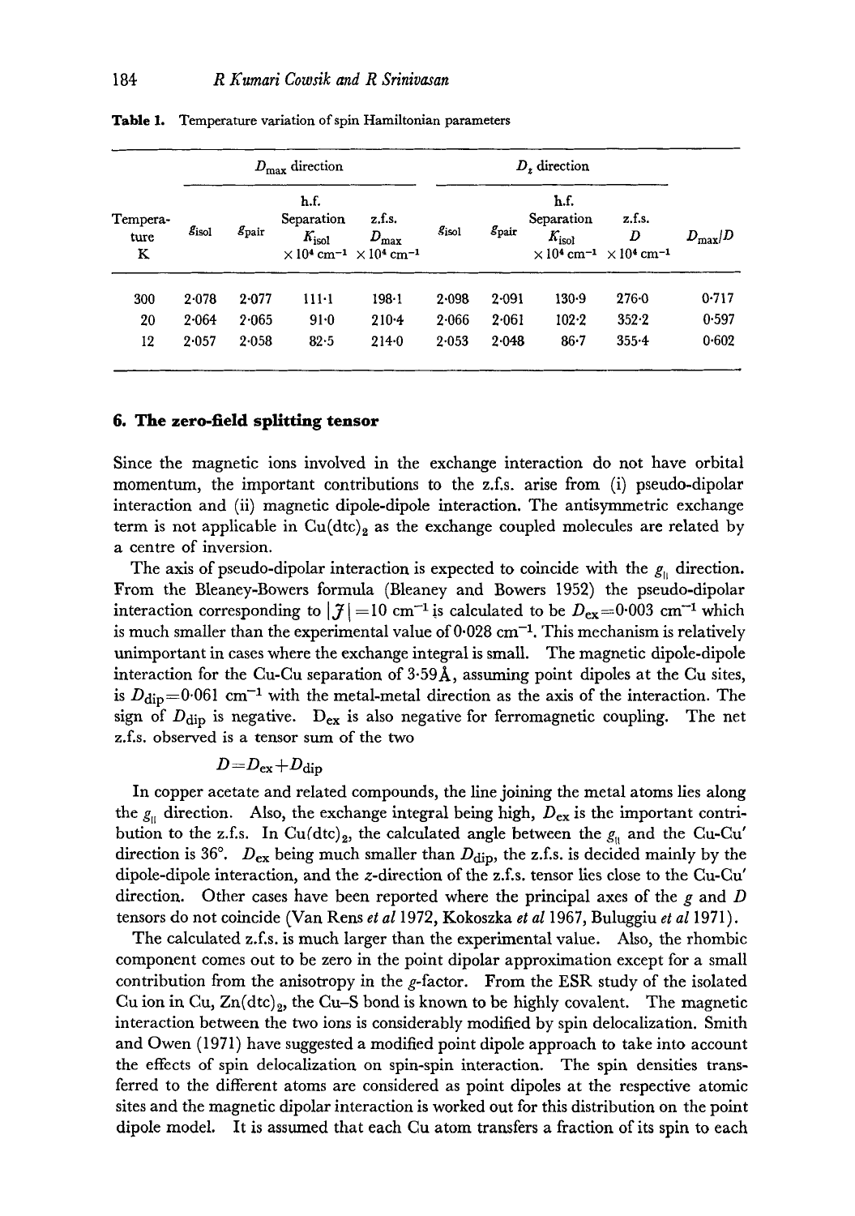**Table 1.** Temperature variation of spin Hamiltonian parameters

| Temperature K | $D_{max}$ direction | | | | $D_z$ direction | | | | $D_{max}/D$ |
|---|---|---|---|---|---|---|---|---|---|
| | $g_{isol}$ | $g_{pair}$ | h.f. Separation $K_{isol}$ $\times 10^4$ cm$^{-1}$ | z.f.s. $D_{max}$ $\times 10^4$ cm$^{-1}$ | $g_{isol}$ | $g_{pair}$ | h.f. Separation $K_{isol}$ $\times 10^4$ cm$^{-1}$ | z.f.s. $D$ $\times 10^4$ cm$^{-1}$ | |
| 300 | 2·078 | 2·077 | 111·1 | 198·1 | 2·098 | 2·091 | 130·9 | 276·0 | 0·717 |
| 20 | 2·064 | 2·065 | 91·0 | 210·4 | 2·066 | 2·061 | 102·2 | 352·2 | 0·597 |
| 12 | 2·057 | 2·058 | 82·5 | 214·0 | 2·053 | 2·048 | 86·7 | 355·4 | 0·602 |

## 6. The zero-field splitting tensor

Since the magnetic ions involved in the exchange interaction do not have orbital momentum, the important contributions to the z.f.s. arise from (i) pseudo-dipolar interaction and (ii) magnetic dipole-dipole interaction. The antisymmetric exchange term is not applicable in $Cu(dtc)_2$ as the exchange coupled molecules are related by a centre of inversion.

The axis of pseudo-dipolar interaction is expected to coincide with the $g_{\parallel}$ direction. From the Bleaney-Bowers formula (Bleaney and Bowers 1952) the pseudo-dipolar interaction corresponding to $|\mathcal{J}| = 10$ cm$^{-1}$ is calculated to be $D_{ex} = 0{\cdot}003$ cm$^{-1}$ which is much smaller than the experimental value of 0·028 cm$^{-1}$. This mechanism is relatively unimportant in cases where the exchange integral is small. The magnetic dipole-dipole interaction for the Cu-Cu separation of 3·59 Å, assuming point dipoles at the Cu sites, is $D_{dip} = 0{\cdot}061$ cm$^{-1}$ with the metal-metal direction as the axis of the interaction. The sign of $D_{dip}$ is negative. $D_{ex}$ is also negative for ferromagnetic coupling. The net z.f.s. observed is a tensor sum of the two

$$D = D_{ex} + D_{dip}$$

In copper acetate and related compounds, the line joining the metal atoms lies along the $g_{\parallel}$ direction. Also, the exchange integral being high, $D_{ex}$ is the important contribution to the z.f.s. In $Cu(dtc)_2$, the calculated angle between the $g_{\parallel}$ and the Cu-Cu′ direction is 36°. $D_{ex}$ being much smaller than $D_{dip}$, the z.f.s. is decided mainly by the dipole-dipole interaction, and the $z$-direction of the z.f.s. tensor lies close to the Cu-Cu′ direction. Other cases have been reported where the principal axes of the $g$ and $D$ tensors do not coincide (Van Rens *et al* 1972, Kokoszka *et al* 1967, Buluggiu *et al* 1971).

The calculated z.f.s. is much larger than the experimental value. Also, the rhombic component comes out to be zero in the point dipolar approximation except for a small contribution from the anisotropy in the $g$-factor. From the ESR study of the isolated Cu ion in Cu, $Zn(dtc)_2$, the Cu–S bond is known to be highly covalent. The magnetic interaction between the two ions is considerably modified by spin delocalization. Smith and Owen (1971) have suggested a modified point dipole approach to take into account the effects of spin delocalization on spin-spin interaction. The spin densities transferred to the different atoms are considered as point dipoles at the respective atomic sites and the magnetic dipolar interaction is worked out for this distribution on the point dipole model. It is assumed that each Cu atom transfers a fraction of its spin to each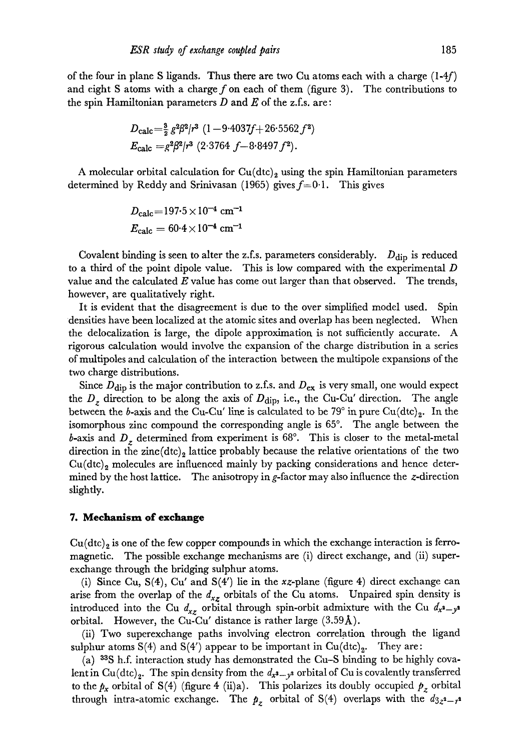of the four in plane S ligands. Thus there are two Cu atoms each with a charge (1-4$f$) and eight S atoms with a charge $f$ on each of them (figure 3). The contributions to the spin Hamiltonian parameters $D$ and $E$ of the z.f.s. are:

$$D_{\text{calc}} = \tfrac{3}{2}\, g^2\beta^2/r^3\ (1 - 9{\cdot}4037f + 26{\cdot}5562f^2)$$

$$E_{\text{calc}} = g^2\beta^2/r^3\ (2{\cdot}3764\ f - 8{\cdot}8497\ f^2).$$

A molecular orbital calculation for $Cu(dtc)_2$ using the spin Hamiltonian parameters determined by Reddy and Srinivasan (1965) gives $f=0{\cdot}1$. This gives

$$D_{\text{calc}} = 197{\cdot}5 \times 10^{-4}\ \text{cm}^{-1}$$

$$E_{\text{calc}} = 60{\cdot}4 \times 10^{-4}\ \text{cm}^{-1}$$

Covalent binding is seen to alter the z.f.s. parameters considerably. $D_{\text{dip}}$ is reduced to a third of the point dipole value. This is low compared with the experimental $D$ value and the calculated $E$ value has come out larger than that observed. The trends, however, are qualitatively right.

It is evident that the disagreement is due to the over simplified model used. Spin densities have been localized at the atomic sites and overlap has been neglected. When the delocalization is large, the dipole approximation is not sufficiently accurate. A rigorous calculation would involve the expansion of the charge distribution in a series of multipoles and calculation of the interaction between the multipole expansions of the two charge distributions.

Since $D_{\text{dip}}$ is the major contribution to z.f.s. and $D_{\text{ex}}$ is very small, one would expect the $D_z$ direction to be along the axis of $D_{\text{dip}}$, i.e., the Cu-Cu′ direction. The angle between the $b$-axis and the Cu-Cu′ line is calculated to be 79° in pure $Cu(dtc)_2$. In the isomorphous zinc compound the corresponding angle is 65°. The angle between the $b$-axis and $D_z$ determined from experiment is 68°. This is closer to the metal-metal direction in the $zinc(dtc)_2$ lattice probably because the relative orientations of the two $Cu(dtc)_2$ molecules are influenced mainly by packing considerations and hence determined by the host lattice. The anisotropy in $g$-factor may also influence the $z$-direction slightly.

## 7. Mechanism of exchange

$Cu(dtc)_2$ is one of the few copper compounds in which the exchange interaction is ferromagnetic. The possible exchange mechanisms are (i) direct exchange, and (ii) superexchange through the bridging sulphur atoms.

(i) Since Cu, S(4), Cu′ and S(4′) lie in the $xz$-plane (figure 4) direct exchange can arise from the overlap of the $d_{xz}$ orbitals of the Cu atoms. Unpaired spin density is introduced into the Cu $d_{xz}$ orbital through spin-orbit admixture with the Cu $d_{x^2-y^2}$ orbital. However, the Cu-Cu′ distance is rather large (3.59 Å).

(ii) Two superexchange paths involving electron correlation through the ligand sulphur atoms S(4) and S(4′) appear to be important in $Cu(dtc)_2$. They are:

(a) $^{33}$S h.f. interaction study has demonstrated the Cu–S binding to be highly covalent in $Cu(dtc)_2$. The spin density from the $d_{x^2-y^2}$ orbital of Cu is covalently transferred to the $p_x$ orbital of S(4) (figure 4 (ii)a). This polarizes its doubly occupied $p_z$ orbital through intra-atomic exchange. The $p_z$ orbital of S(4) overlaps with the $d_{3z^2-r^2}$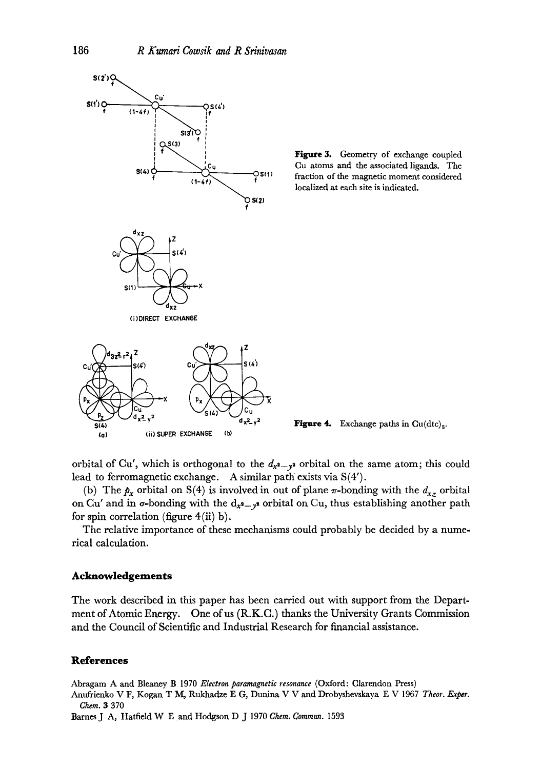Figure 3. Geometry of exchange coupled Cu atoms and the associated ligands. The fraction of the magnetic moment considered localized at each site is indicated.

Figure 4. Exchange paths in $Cu(dtc)_2$.

orbital of Cu′, which is orthogonal to the $d_{x^2-y^2}$ orbital on the same atom; this could lead to ferromagnetic exchange. A similar path exists via S(4′).

(b) The $p_x$ orbital on S(4) is involved in out of plane $\pi$-bonding with the $d_{xz}$ orbital on Cu′ and in $\sigma$-bonding with the $d_{x^2-y^2}$ orbital on Cu, thus establishing another path for spin correlation (figure 4(ii) b).

The relative importance of these mechanisms could probably be decided by a numerical calculation.

## Acknowledgements

The work described in this paper has been carried out with support from the Department of Atomic Energy. One of us (R.K.C.) thanks the University Grants Commission and the Council of Scientific and Industrial Research for financial assistance.

## References

Abragam A and Bleaney B 1970 *Electron paramagnetic resonance* (Oxford: Clarendon Press)

Anufrienko V F, Kogan T M, Rukhadze E G, Dunina V V and Drobyshevskaya E V 1967 *Theor. Exper. Chem.* **3** 370

Barnes J A, Hatfield W E and Hodgson D J 1970 *Chem. Commun.* 1593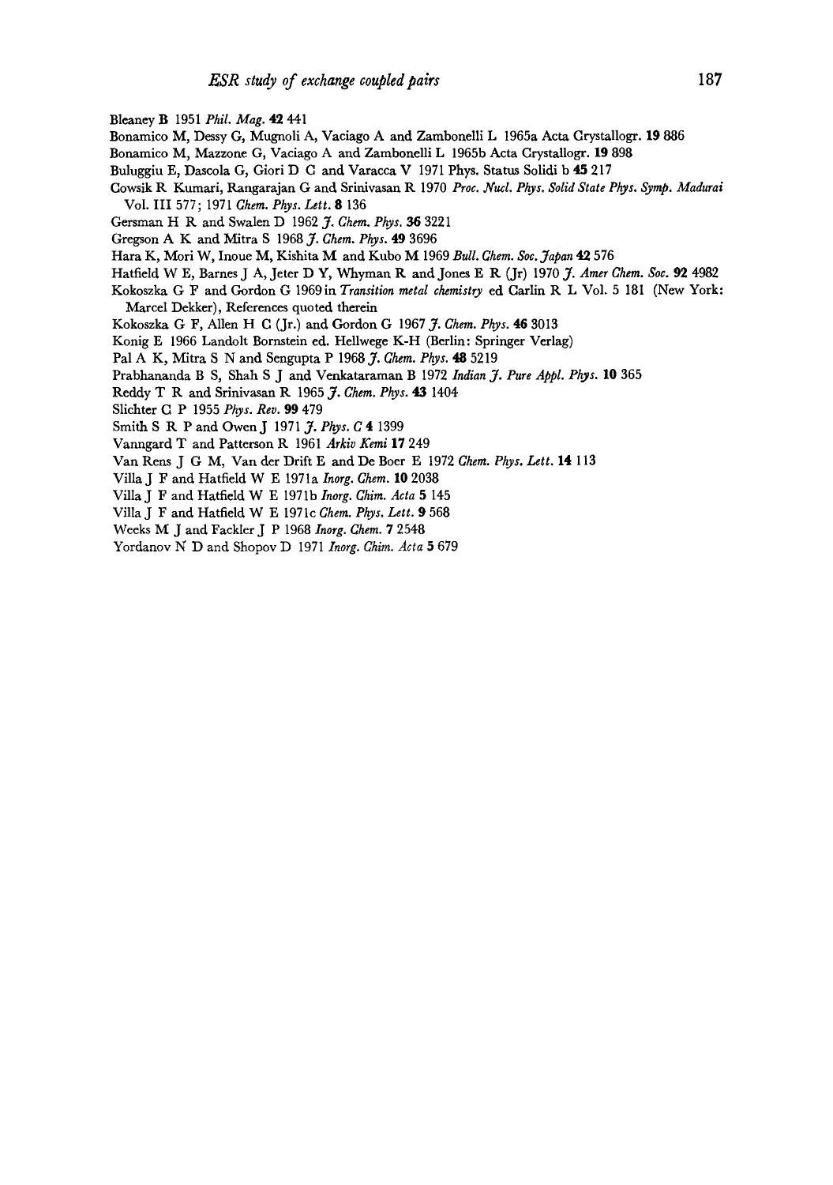Bleaney B 1951 *Phil. Mag.* **42** 441

Bonamico M, Dessy G, Mugnoli A, Vaciago A and Zambonelli L 1965a Acta Crystallogr. **19** 886

Bonamico M, Mazzone G, Vaciago A and Zambonelli L 1965b Acta Crystallogr. **19** 898

Buluggiu E, Dascola G, Giori D C and Varacca V 1971 Phys. Status Solidi b **45** 217

Cowsik R Kumari, Rangarajan G and Srinivasan R 1970 *Proc. Nucl. Phys. Solid State Phys. Symp. Madurai* Vol. III 577; 1971 *Chem. Phys. Lett.* **8** 136

Gersman H R and Swalen D 1962 *J. Chem. Phys.* **36** 3221

Gregson A K and Mitra S 1968 *J. Chem. Phys.* **49** 3696

Hara K, Mori W, Inoue M, Kishita M and Kubo M 1969 *Bull. Chem. Soc. Japan* **42** 576

Hatfield W E, Barnes J A, Jeter D Y, Whyman R and Jones E R (Jr) 1970 *J. Amer Chem. Soc.* **92** 4982

Kokoszka G F and Gordon G 1969 in *Transition metal chemistry* ed Carlin R L Vol. 5 181 (New York: Marcel Dekker), References quoted therein

Kokoszka G F, Allen H C (Jr.) and Gordon G 1967 *J. Chem. Phys.* **46** 3013

Konig E 1966 Landolt Bornstein ed. Hellwege K-H (Berlin: Springer Verlag)

Pal A K, Mitra S N and Sengupta P 1968 *J. Chem. Phys.* **48** 5219

Prabhananda B S, Shah S J and Venkataraman B 1972 *Indian J. Pure Appl. Phys.* **10** 365

Reddy T R and Srinivasan R 1965 *J. Chem. Phys.* **43** 1404

Slichter C P 1955 *Phys. Rev.* **99** 479

Smith S R P and Owen J 1971 *J. Phys. C* **4** 1399

Vanngard T and Patterson R 1961 *Arkiv Kemi* **17** 249

Van Rens J G M, Van der Drift E and De Boer E 1972 *Chem. Phys. Lett.* **14** 113

Villa J F and Hatfield W E 1971a *Inorg. Chem.* **10** 2038

Villa J F and Hatfield W E 1971b *Inorg. Chim. Acta* **5** 145

Villa J F and Hatfield W E 1971c *Chem. Phys. Lett.* **9** 568

Weeks M J and Fackler J P 1968 *Inorg. Chem.* **7** 2548

Yordanov N D and Shopov D 1971 *Inorg. Chim. Acta* **5** 679